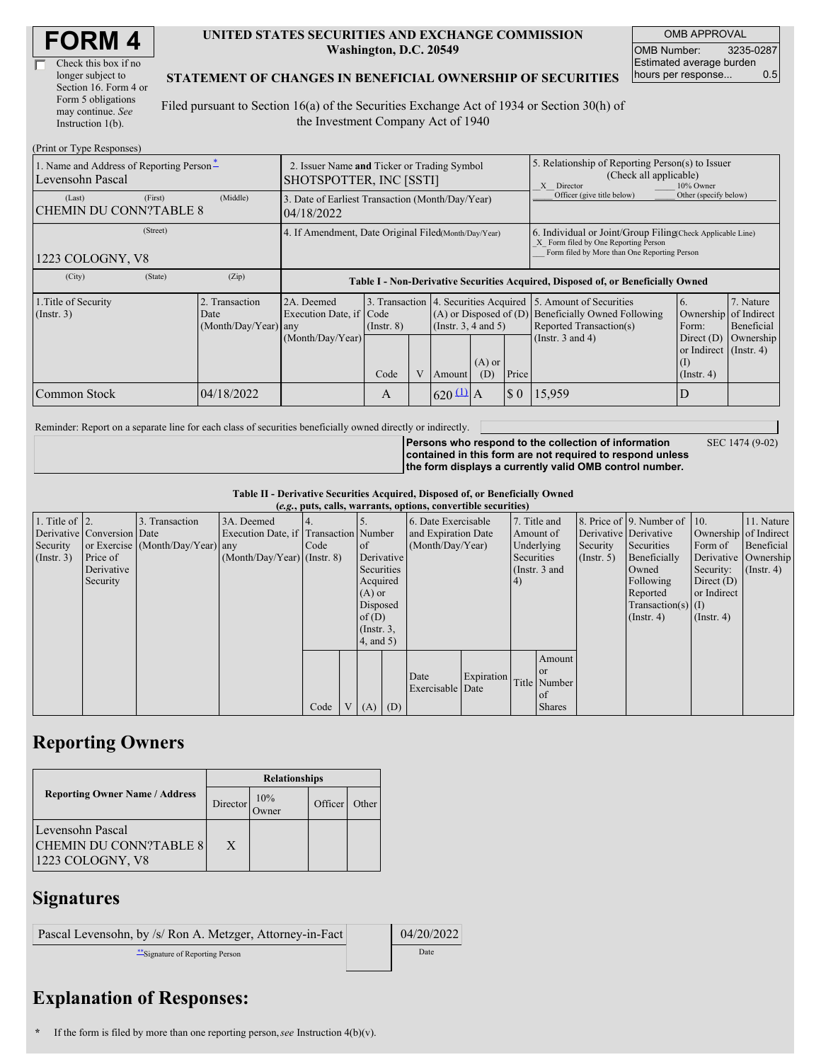# FORM 4

☐ Check this box if no longer subject to Section 16. Form 4 or Form 5 obligations may continue. *See* Instruction 1(b).

**UNITED STATES SECURITIES AND EXCHANGE COMMISSION**
**Washington, D.C. 20549**

**STATEMENT OF CHANGES IN BENEFICIAL OWNERSHIP OF SECURITIES**

Filed pursuant to Section 16(a) of the Securities Exchange Act of 1934 or Section 30(h) of the Investment Company Act of 1940

| OMB APPROVAL | |
|---|---|
| OMB Number: | 3235-0287 |
| Estimated average burden hours per response... | 0.5 |

(Print or Type Responses)

| 1. Name and Address of Reporting Person* | 2. Issuer Name and Ticker or Trading Symbol | 5. Relationship of Reporting Person(s) to Issuer (Check all applicable) |
|---|---|---|
| Levensohn Pascal | SHOTSPOTTER, INC [SSTI] | _X_ Director ___ 10% Owner ___ Officer (give title below) ___ Other (specify below) |
| (Last) (First) (Middle) CHEMIN DU CONN?TABLE 8 | 3. Date of Earliest Transaction (Month/Day/Year) 04/18/2022 | |
| (Street) 1223 COLOGNY, V8 | 4. If Amendment, Date Original Filed (Month/Day/Year) | 6. Individual or Joint/Group Filing (Check Applicable Line) _X_ Form filed by One Reporting Person ___ Form filed by More than One Reporting Person |
| (City) (State) (Zip) | | |

**Table I - Non-Derivative Securities Acquired, Disposed of, or Beneficially Owned**

| 1.Title of Security (Instr. 3) | 2. Transaction Date (Month/Day/Year) | 2A. Deemed Execution Date, if any (Month/Day/Year) | 3. Transaction Code (Instr. 8) | | 4. Securities Acquired (A) or Disposed of (D) (Instr. 3, 4 and 5) | | | 5. Amount of Securities Beneficially Owned Following Reported Transaction(s) (Instr. 3 and 4) | 6. Ownership Form: Direct (D) or Indirect (I) (Instr. 4) | 7. Nature of Indirect Beneficial Ownership (Instr. 4) |
|---|---|---|---|---|---|---|---|---|---|---|
| | | | Code | V | Amount | (A) or (D) | Price | | | |
| Common Stock | 04/18/2022 | | A | | 620 (1) | A | $ 0 | 15,959 | D | |

Reminder: Report on a separate line for each class of securities beneficially owned directly or indirectly.

**Persons who respond to the collection of information contained in this form are not required to respond unless the form displays a currently valid OMB control number.** SEC 1474 (9-02)

**Table II - Derivative Securities Acquired, Disposed of, or Beneficially Owned**
**(*e.g.*, puts, calls, warrants, options, convertible securities)**

| 1. Title of Derivative Security (Instr. 3) | 2. Conversion or Exercise Price of Derivative Security | 3. Transaction Date (Month/Day/Year) | 3A. Deemed Execution Date, if any (Month/Day/Year) | 4. Transaction Code (Instr. 8) | | 5. Number of Derivative Securities Acquired (A) or Disposed of (D) (Instr. 3, 4, and 5) | | 6. Date Exercisable and Expiration Date (Month/Day/Year) | | 7. Title and Amount of Underlying Securities (Instr. 3 and 4) | | 8. Price of Derivative Security (Instr. 5) | 9. Number of Derivative Securities Beneficially Owned Following Reported Transaction(s) (Instr. 4) | 10. Ownership Form of Derivative Security: Direct (D) or Indirect (I) (Instr. 4) | 11. Nature of Indirect Beneficial Ownership (Instr. 4) |
|---|---|---|---|---|---|---|---|---|---|---|---|---|---|---|---|
| | | | | Code | V | (A) | (D) | Date Exercisable | Expiration Date | Title | Amount or Number of Shares | | | | |

## Reporting Owners

| Reporting Owner Name / Address | Relationships | | | |
|---|---|---|---|---|
| | Director | 10% Owner | Officer | Other |
| Levensohn Pascal CHEMIN DU CONN?TABLE 8 1223 COLOGNY, V8 | X | | | |

## Signatures

| Pascal Levensohn, by /s/ Ron A. Metzger, Attorney-in-Fact | 04/20/2022 |
|---|---|
| **Signature of Reporting Person | Date |

## Explanation of Responses:

\* If the form is filed by more than one reporting person, *see* Instruction 4(b)(v).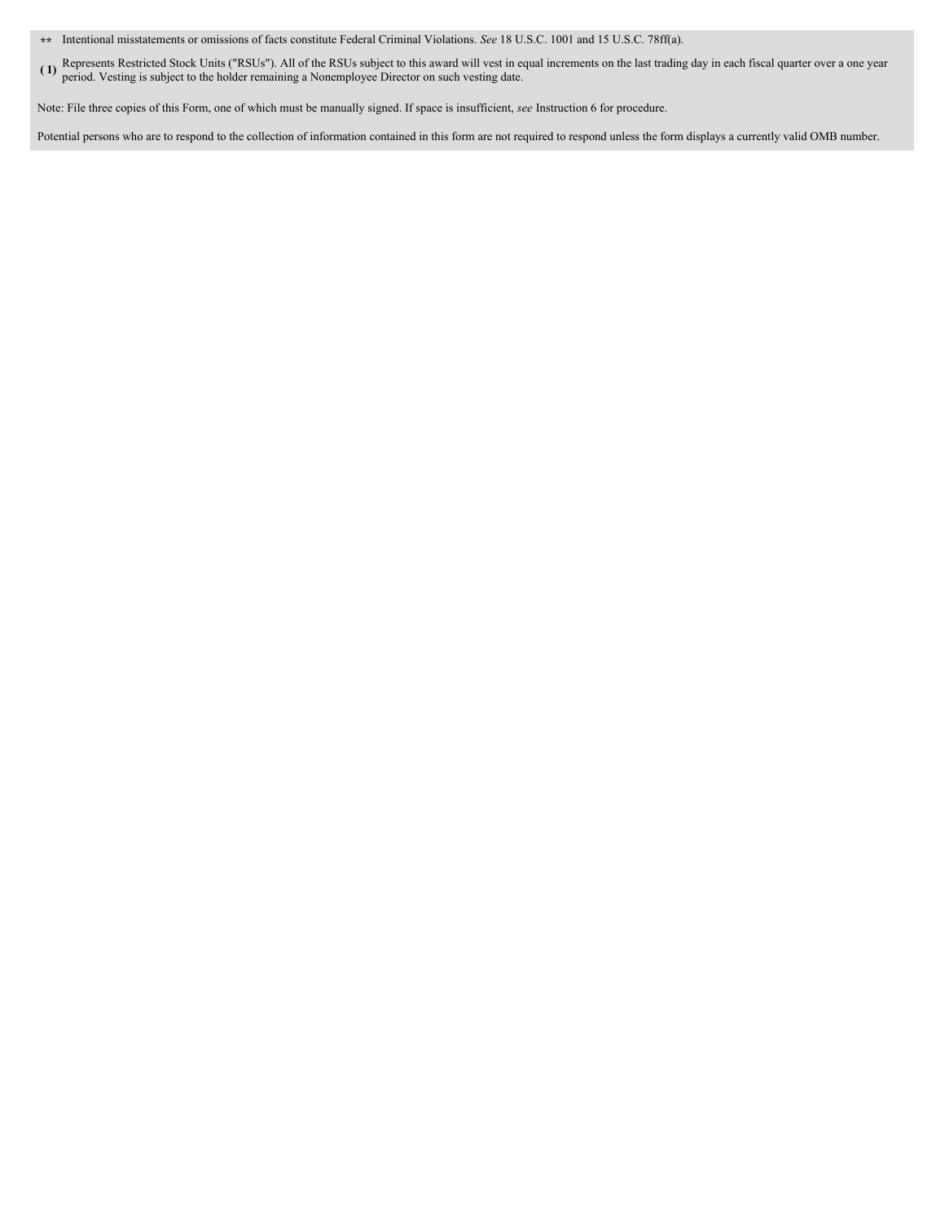** Intentional misstatements or omissions of facts constitute Federal Criminal Violations. *See* 18 U.S.C. 1001 and 15 U.S.C. 78ff(a).

(1) Represents Restricted Stock Units ("RSUs"). All of the RSUs subject to this award will vest in equal increments on the last trading day in each fiscal quarter over a one year period. Vesting is subject to the holder remaining a Nonemployee Director on such vesting date.

Note: File three copies of this Form, one of which must be manually signed. If space is insufficient, *see* Instruction 6 for procedure.

Potential persons who are to respond to the collection of information contained in this form are not required to respond unless the form displays a currently valid OMB number.